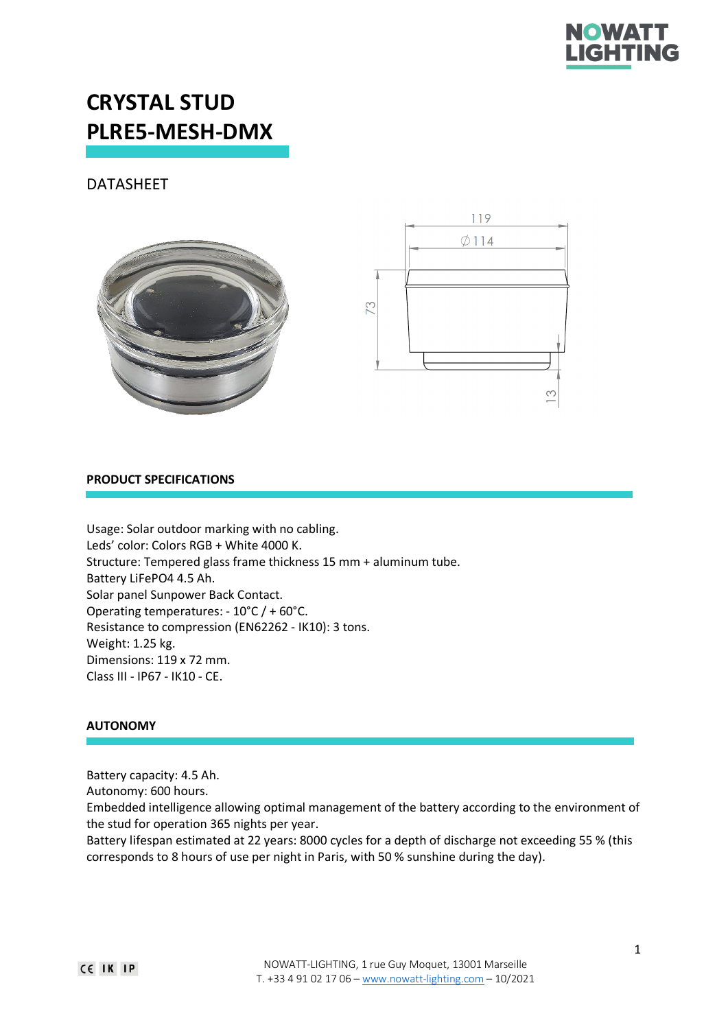# CRYSTAL STUD
# PLRE5-MESH-DMX

DATASHEET

## PRODUCT SPECIFICATIONS

Usage: Solar outdoor marking with no cabling.
Leds' color: Colors RGB + White 4000 K.
Structure: Tempered glass frame thickness 15 mm + aluminum tube.
Battery LiFePO4 4.5 Ah.
Solar panel Sunpower Back Contact.
Operating temperatures: - 10°C / + 60°C.
Resistance to compression (EN62262 - IK10): 3 tons.
Weight: 1.25 kg.
Dimensions: 119 x 72 mm.
Class III - IP67 - IK10 - CE.

## AUTONOMY

Battery capacity: 4.5 Ah.
Autonomy: 600 hours.
Embedded intelligence allowing optimal management of the battery according to the environment of the stud for operation 365 nights per year.
Battery lifespan estimated at 22 years: 8000 cycles for a depth of discharge not exceeding 55 % (this corresponds to 8 hours of use per night in Paris, with 50 % sunshine during the day).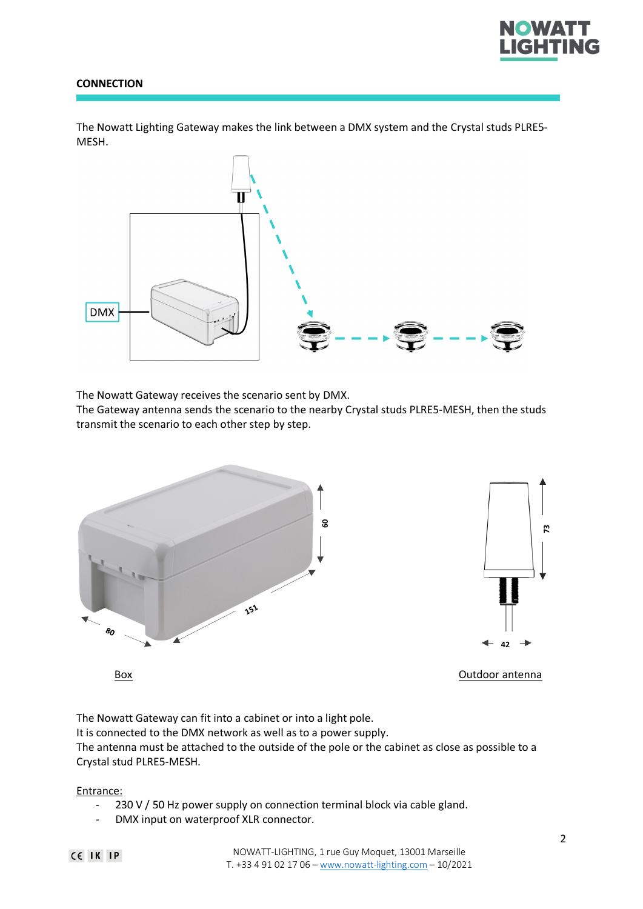## CONNECTION

The Nowatt Lighting Gateway makes the link between a DMX system and the Crystal studs PLRE5-MESH.

The Nowatt Gateway receives the scenario sent by DMX.
The Gateway antenna sends the scenario to the nearby Crystal studs PLRE5-MESH, then the studs transmit the scenario to each other step by step.

Box

Outdoor antenna

The Nowatt Gateway can fit into a cabinet or into a light pole.
It is connected to the DMX network as well as to a power supply.
The antenna must be attached to the outside of the pole or the cabinet as close as possible to a Crystal stud PLRE5-MESH.

Entrance:

- 230 V / 50 Hz power supply on connection terminal block via cable gland.
- DMX input on waterproof XLR connector.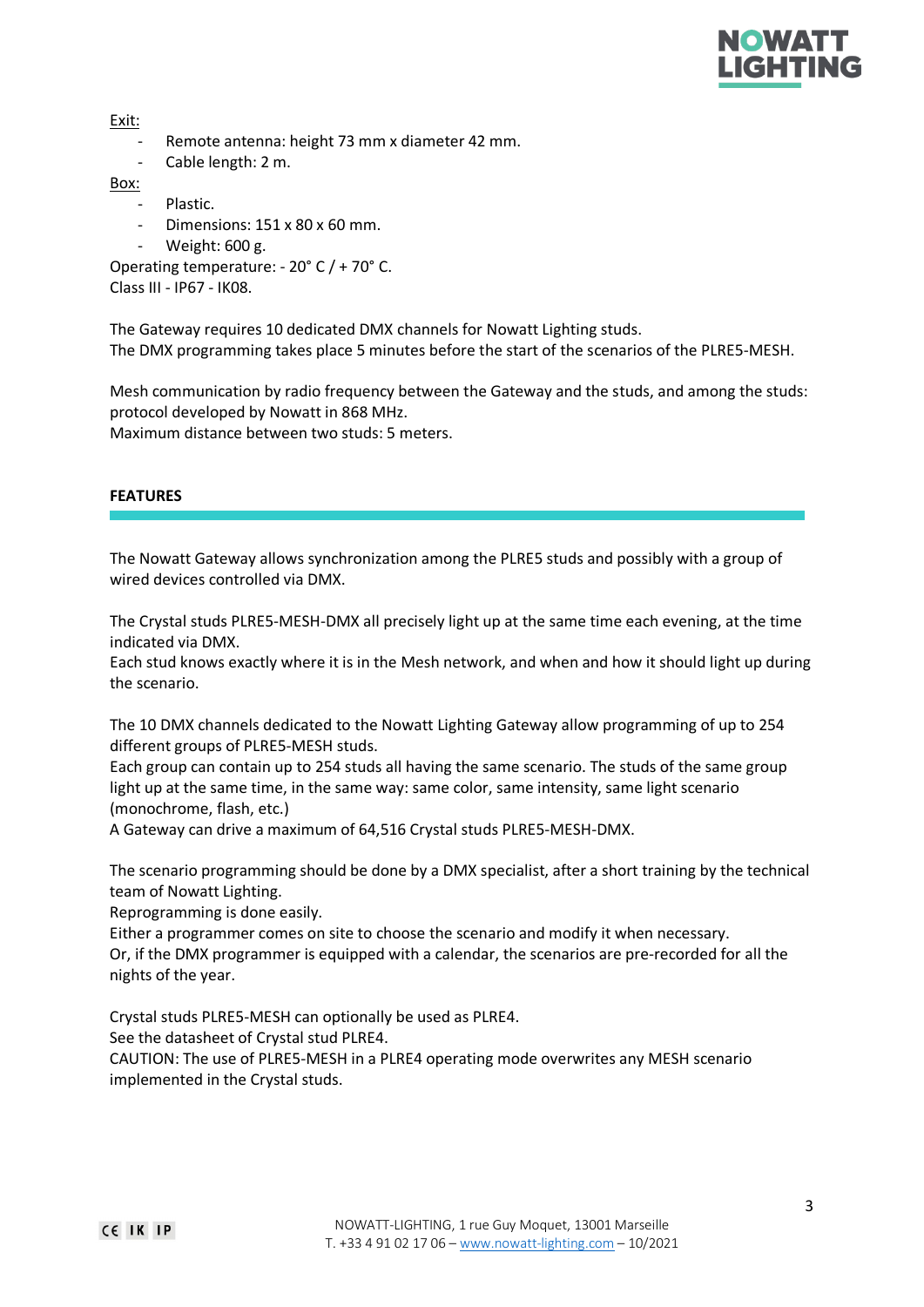Exit:

- Remote antenna: height 73 mm x diameter 42 mm.
- Cable length: 2 m.

Box:

- Plastic.
- Dimensions: 151 x 80 x 60 mm.
- Weight: 600 g.

Operating temperature: - 20° C / + 70° C.
Class III - IP67 - IK08.

The Gateway requires 10 dedicated DMX channels for Nowatt Lighting studs.
The DMX programming takes place 5 minutes before the start of the scenarios of the PLRE5-MESH.

Mesh communication by radio frequency between the Gateway and the studs, and among the studs: protocol developed by Nowatt in 868 MHz.
Maximum distance between two studs: 5 meters.

## FEATURES

The Nowatt Gateway allows synchronization among the PLRE5 studs and possibly with a group of wired devices controlled via DMX.

The Crystal studs PLRE5-MESH-DMX all precisely light up at the same time each evening, at the time indicated via DMX.
Each stud knows exactly where it is in the Mesh network, and when and how it should light up during the scenario.

The 10 DMX channels dedicated to the Nowatt Lighting Gateway allow programming of up to 254 different groups of PLRE5-MESH studs.
Each group can contain up to 254 studs all having the same scenario. The studs of the same group light up at the same time, in the same way: same color, same intensity, same light scenario (monochrome, flash, etc.)
A Gateway can drive a maximum of 64,516 Crystal studs PLRE5-MESH-DMX.

The scenario programming should be done by a DMX specialist, after a short training by the technical team of Nowatt Lighting.
Reprogramming is done easily.
Either a programmer comes on site to choose the scenario and modify it when necessary.
Or, if the DMX programmer is equipped with a calendar, the scenarios are pre-recorded for all the nights of the year.

Crystal studs PLRE5-MESH can optionally be used as PLRE4.
See the datasheet of Crystal stud PLRE4.
CAUTION: The use of PLRE5-MESH in a PLRE4 operating mode overwrites any MESH scenario implemented in the Crystal studs.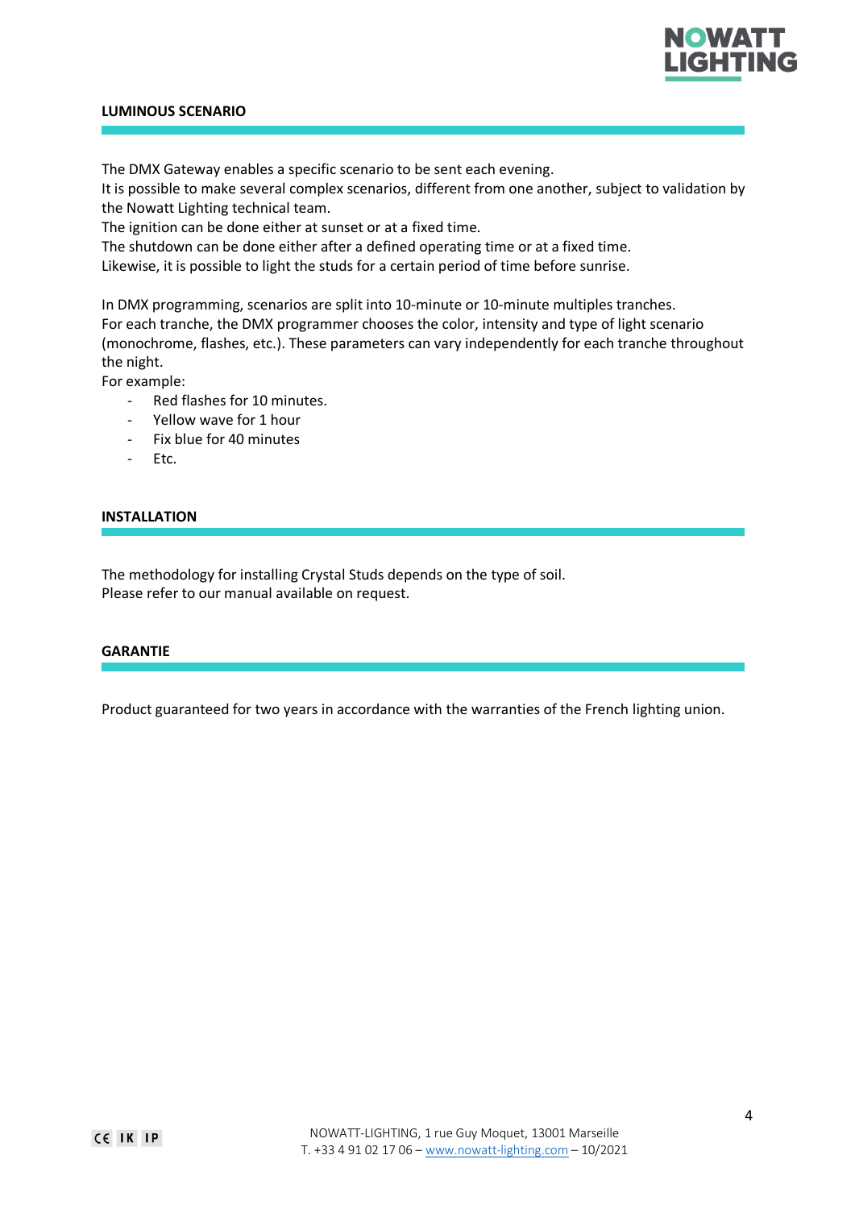## LUMINOUS SCENARIO

The DMX Gateway enables a specific scenario to be sent each evening.
It is possible to make several complex scenarios, different from one another, subject to validation by the Nowatt Lighting technical team.
The ignition can be done either at sunset or at a fixed time.
The shutdown can be done either after a defined operating time or at a fixed time.
Likewise, it is possible to light the studs for a certain period of time before sunrise.

In DMX programming, scenarios are split into 10-minute or 10-minute multiples tranches.
For each tranche, the DMX programmer chooses the color, intensity and type of light scenario (monochrome, flashes, etc.). These parameters can vary independently for each tranche throughout the night.
For example:

- Red flashes for 10 minutes.
- Yellow wave for 1 hour
- Fix blue for 40 minutes
- Etc.

## INSTALLATION

The methodology for installing Crystal Studs depends on the type of soil.
Please refer to our manual available on request.

## GARANTIE

Product guaranteed for two years in accordance with the warranties of the French lighting union.